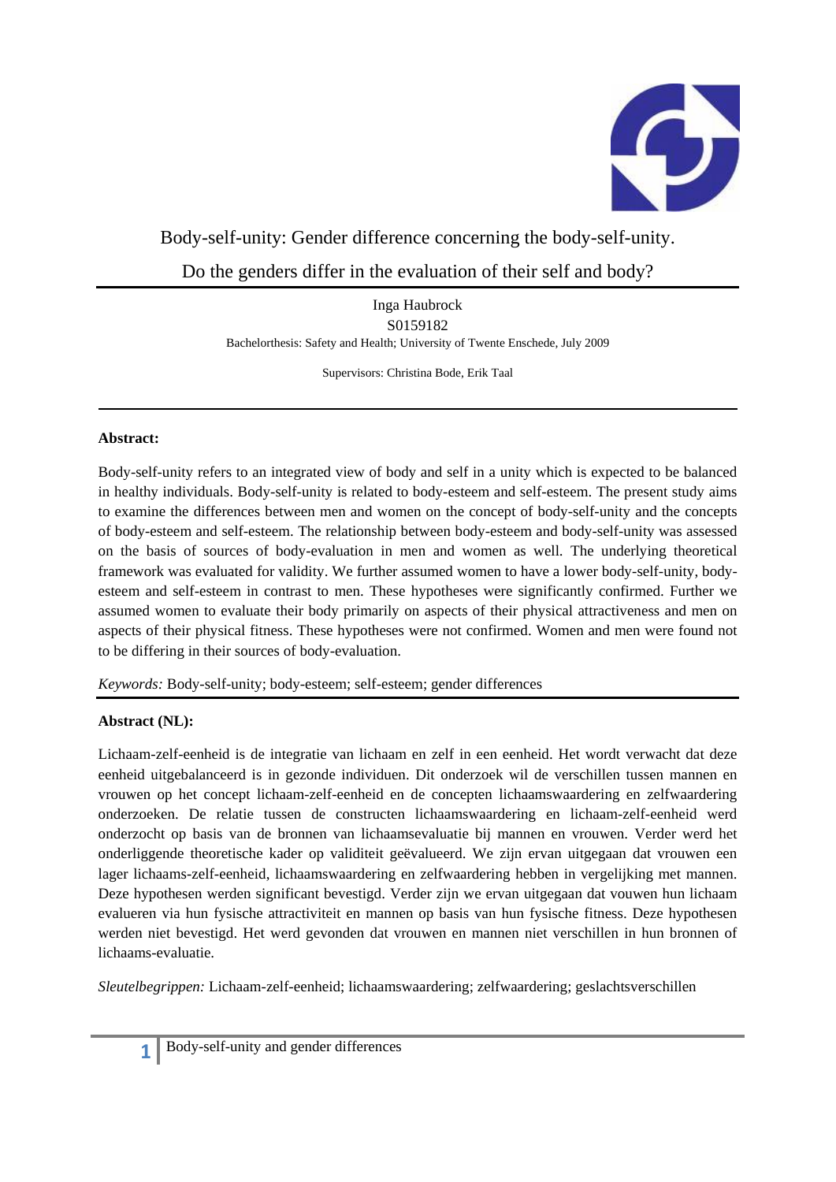# Body-self-unity: Gender difference concerning the body-self-unity.

# Do the genders differ in the evaluation of their self and body?

Inga Haubrock

S0159182

Bachelorthesis: Safety and Health; University of Twente Enschede, July 2009

Supervisors: Christina Bode, Erik Taal

---

**Abstract:**

Body-self-unity refers to an integrated view of body and self in a unity which is expected to be balanced in healthy individuals. Body-self-unity is related to body-esteem and self-esteem. The present study aims to examine the differences between men and women on the concept of body-self-unity and the concepts of body-esteem and self-esteem. The relationship between body-esteem and body-self-unity was assessed on the basis of sources of body-evaluation in men and women as well. The underlying theoretical framework was evaluated for validity. We further assumed women to have a lower body-self-unity, body-esteem and self-esteem in contrast to men. These hypotheses were significantly confirmed. Further we assumed women to evaluate their body primarily on aspects of their physical attractiveness and men on aspects of their physical fitness. These hypotheses were not confirmed. Women and men were found not to be differing in their sources of body-evaluation.

*Keywords:* Body-self-unity; body-esteem; self-esteem; gender differences

---

**Abstract (NL):**

Lichaam-zelf-eenheid is de integratie van lichaam en zelf in een eenheid. Het wordt verwacht dat deze eenheid uitgebalanceerd is in gezonde individuen. Dit onderzoek wil de verschillen tussen mannen en vrouwen op het concept lichaam-zelf-eenheid en de concepten lichaamswaardering en zelfwaardering onderzoeken. De relatie tussen de constructen lichaamswaardering en lichaam-zelf-eenheid werd onderzocht op basis van de bronnen van lichaamsevaluatie bij mannen en vrouwen. Verder werd het onderliggende theoretische kader op validiteit geëvalueerd. We zijn ervan uitgegaan dat vrouwen een lager lichaams-zelf-eenheid, lichaamswaardering en zelfwaardering hebben in vergelijking met mannen. Deze hypothesen werden significant bevestigd. Verder zijn we ervan uitgegaan dat vouwen hun lichaam evalueren via hun fysische attractiviteit en mannen op basis van hun fysische fitness. Deze hypothesen werden niet bevestigd. Het werd gevonden dat vrouwen en mannen niet verschillen in hun bronnen of lichaams-evaluatie.

*Sleutelbegrippen:* Lichaam-zelf-eenheid; lichaamswaardering; zelfwaardering; geslachtsverschillen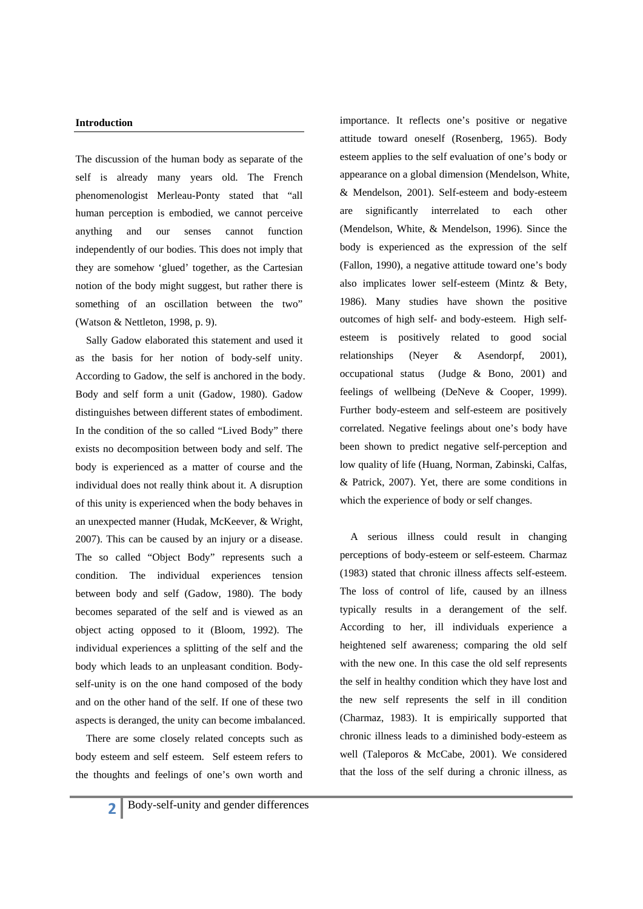## Introduction

The discussion of the human body as separate of the self is already many years old. The French phenomenologist Merleau-Ponty stated that "all human perception is embodied, we cannot perceive anything and our senses cannot function independently of our bodies. This does not imply that they are somehow 'glued' together, as the Cartesian notion of the body might suggest, but rather there is something of an oscillation between the two" (Watson & Nettleton, 1998, p. 9).

Sally Gadow elaborated this statement and used it as the basis for her notion of body-self unity. According to Gadow, the self is anchored in the body. Body and self form a unit (Gadow, 1980). Gadow distinguishes between different states of embodiment. In the condition of the so called "Lived Body" there exists no decomposition between body and self. The body is experienced as a matter of course and the individual does not really think about it. A disruption of this unity is experienced when the body behaves in an unexpected manner (Hudak, McKeever, & Wright, 2007). This can be caused by an injury or a disease. The so called "Object Body" represents such a condition. The individual experiences tension between body and self (Gadow, 1980). The body becomes separated of the self and is viewed as an object acting opposed to it (Bloom, 1992). The individual experiences a splitting of the self and the body which leads to an unpleasant condition. Body-self-unity is on the one hand composed of the body and on the other hand of the self. If one of these two aspects is deranged, the unity can become imbalanced.

There are some closely related concepts such as body esteem and self esteem. Self esteem refers to the thoughts and feelings of one's own worth and importance. It reflects one's positive or negative attitude toward oneself (Rosenberg, 1965). Body esteem applies to the self evaluation of one's body or appearance on a global dimension (Mendelson, White, & Mendelson, 2001). Self-esteem and body-esteem are significantly interrelated to each other (Mendelson, White, & Mendelson, 1996). Since the body is experienced as the expression of the self (Fallon, 1990), a negative attitude toward one's body also implicates lower self-esteem (Mintz & Bety, 1986). Many studies have shown the positive outcomes of high self- and body-esteem. High self-esteem is positively related to good social relationships (Neyer & Asendorpf, 2001), occupational status (Judge & Bono, 2001) and feelings of wellbeing (DeNeve & Cooper, 1999). Further body-esteem and self-esteem are positively correlated. Negative feelings about one's body have been shown to predict negative self-perception and low quality of life (Huang, Norman, Zabinski, Calfas, & Patrick, 2007). Yet, there are some conditions in which the experience of body or self changes.

A serious illness could result in changing perceptions of body-esteem or self-esteem. Charmaz (1983) stated that chronic illness affects self-esteem. The loss of control of life, caused by an illness typically results in a derangement of the self. According to her, ill individuals experience a heightened self awareness; comparing the old self with the new one. In this case the old self represents the self in healthy condition which they have lost and the new self represents the self in ill condition (Charmaz, 1983). It is empirically supported that chronic illness leads to a diminished body-esteem as well (Taleporos & McCabe, 2001). We considered that the loss of the self during a chronic illness, as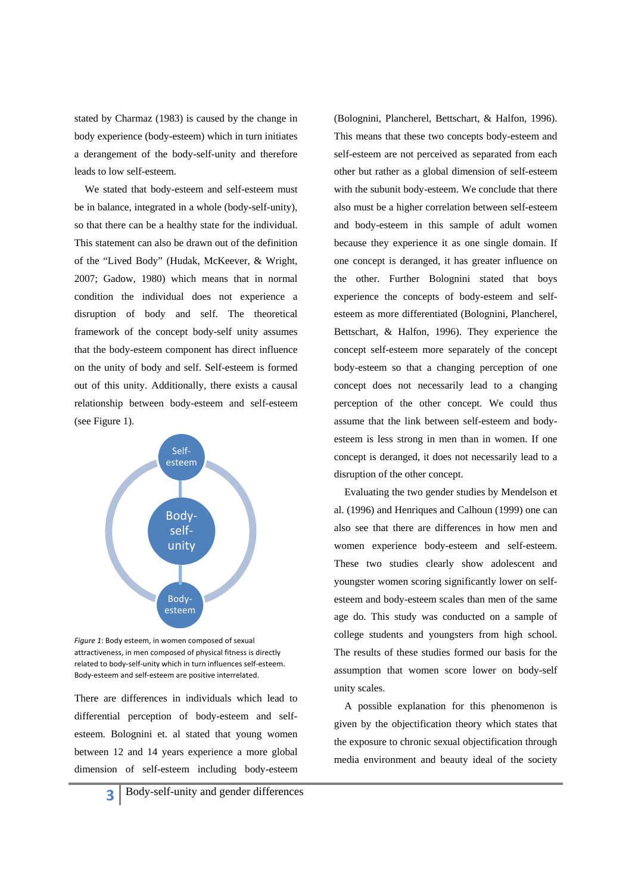stated by Charmaz (1983) is caused by the change in body experience (body-esteem) which in turn initiates a derangement of the body-self-unity and therefore leads to low self-esteem.

We stated that body-esteem and self-esteem must be in balance, integrated in a whole (body-self-unity), so that there can be a healthy state for the individual. This statement can also be drawn out of the definition of the "Lived Body" (Hudak, McKeever, & Wright, 2007; Gadow, 1980) which means that in normal condition the individual does not experience a disruption of body and self. The theoretical framework of the concept body-self unity assumes that the body-esteem component has direct influence on the unity of body and self. Self-esteem is formed out of this unity. Additionally, there exists a causal relationship between body-esteem and self-esteem (see Figure 1).

*Figure 1*: Body esteem, in women composed of sexual attractiveness, in men composed of physical fitness is directly related to body-self-unity which in turn influences self-esteem. Body-esteem and self-esteem are positive interrelated.

There are differences in individuals which lead to differential perception of body-esteem and self-esteem. Bolognini et. al stated that young women between 12 and 14 years experience a more global dimension of self-esteem including body-esteem (Bolognini, Plancherel, Bettschart, & Halfon, 1996). This means that these two concepts body-esteem and self-esteem are not perceived as separated from each other but rather as a global dimension of self-esteem with the subunit body-esteem. We conclude that there also must be a higher correlation between self-esteem and body-esteem in this sample of adult women because they experience it as one single domain. If one concept is deranged, it has greater influence on the other. Further Bolognini stated that boys experience the concepts of body-esteem and self-esteem as more differentiated (Bolognini, Plancherel, Bettschart, & Halfon, 1996). They experience the concept self-esteem more separately of the concept body-esteem so that a changing perception of one concept does not necessarily lead to a changing perception of the other concept. We could thus assume that the link between self-esteem and body-esteem is less strong in men than in women. If one concept is deranged, it does not necessarily lead to a disruption of the other concept.

Evaluating the two gender studies by Mendelson et al. (1996) and Henriques and Calhoun (1999) one can also see that there are differences in how men and women experience body-esteem and self-esteem. These two studies clearly show adolescent and youngster women scoring significantly lower on self-esteem and body-esteem scales than men of the same age do. This study was conducted on a sample of college students and youngsters from high school. The results of these studies formed our basis for the assumption that women score lower on body-self unity scales.

A possible explanation for this phenomenon is given by the objectification theory which states that the exposure to chronic sexual objectification through media environment and beauty ideal of the society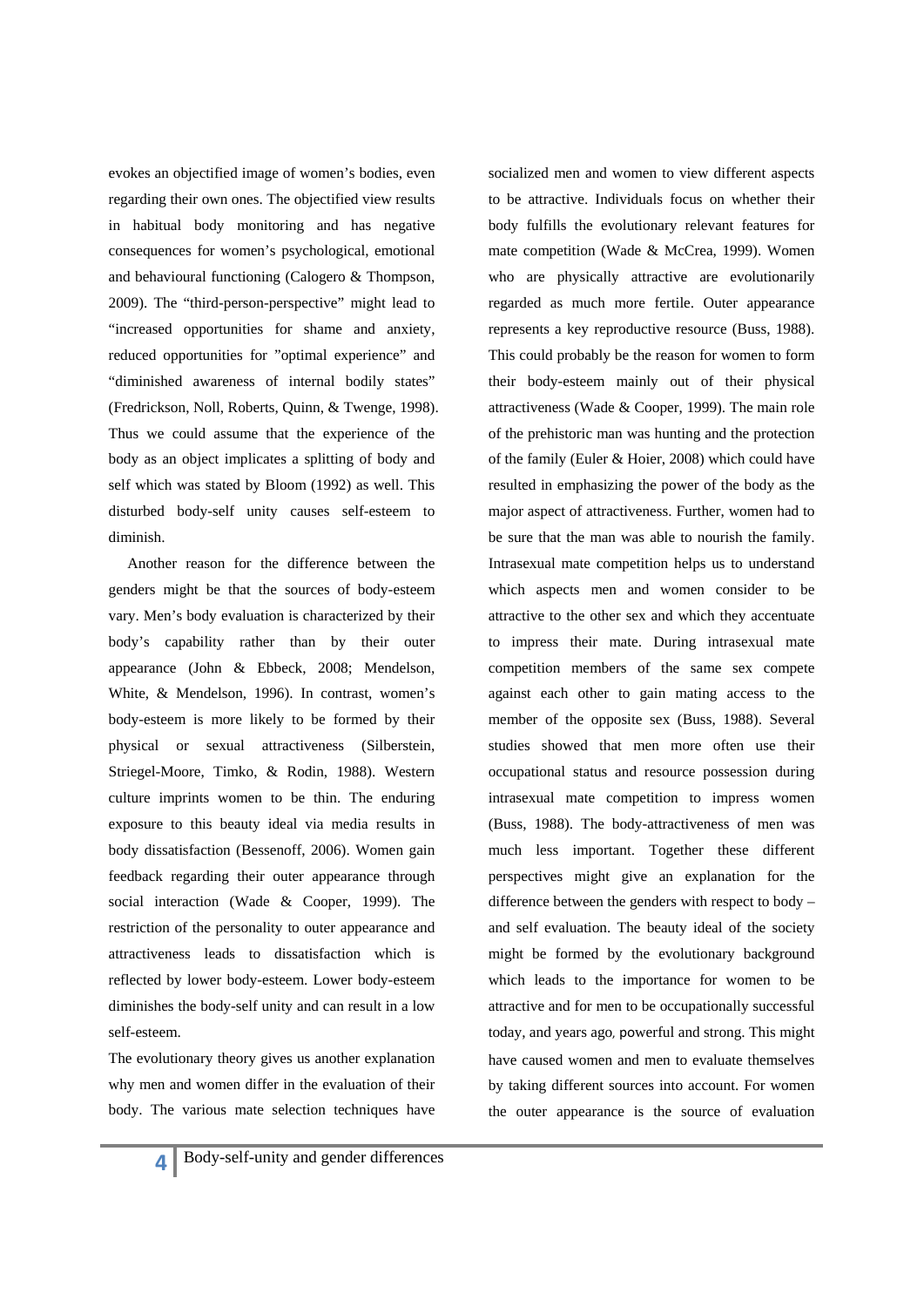evokes an objectified image of women's bodies, even regarding their own ones. The objectified view results in habitual body monitoring and has negative consequences for women's psychological, emotional and behavioural functioning (Calogero & Thompson, 2009). The "third-person-perspective" might lead to "increased opportunities for shame and anxiety, reduced opportunities for "optimal experience" and "diminished awareness of internal bodily states" (Fredrickson, Noll, Roberts, Quinn, & Twenge, 1998). Thus we could assume that the experience of the body as an object implicates a splitting of body and self which was stated by Bloom (1992) as well. This disturbed body-self unity causes self-esteem to diminish.

Another reason for the difference between the genders might be that the sources of body-esteem vary. Men's body evaluation is characterized by their body's capability rather than by their outer appearance (John & Ebbeck, 2008; Mendelson, White, & Mendelson, 1996). In contrast, women's body-esteem is more likely to be formed by their physical or sexual attractiveness (Silberstein, Striegel-Moore, Timko, & Rodin, 1988). Western culture imprints women to be thin. The enduring exposure to this beauty ideal via media results in body dissatisfaction (Bessenoff, 2006). Women gain feedback regarding their outer appearance through social interaction (Wade & Cooper, 1999). The restriction of the personality to outer appearance and attractiveness leads to dissatisfaction which is reflected by lower body-esteem. Lower body-esteem diminishes the body-self unity and can result in a low self-esteem.

The evolutionary theory gives us another explanation why men and women differ in the evaluation of their body. The various mate selection techniques have socialized men and women to view different aspects to be attractive. Individuals focus on whether their body fulfills the evolutionary relevant features for mate competition (Wade & McCrea, 1999). Women who are physically attractive are evolutionarily regarded as much more fertile. Outer appearance represents a key reproductive resource (Buss, 1988). This could probably be the reason for women to form their body-esteem mainly out of their physical attractiveness (Wade & Cooper, 1999). The main role of the prehistoric man was hunting and the protection of the family (Euler & Hoier, 2008) which could have resulted in emphasizing the power of the body as the major aspect of attractiveness. Further, women had to be sure that the man was able to nourish the family. Intrasexual mate competition helps us to understand which aspects men and women consider to be attractive to the other sex and which they accentuate to impress their mate. During intrasexual mate competition members of the same sex compete against each other to gain mating access to the member of the opposite sex (Buss, 1988). Several studies showed that men more often use their occupational status and resource possession during intrasexual mate competition to impress women (Buss, 1988). The body-attractiveness of men was much less important. Together these different perspectives might give an explanation for the difference between the genders with respect to body – and self evaluation. The beauty ideal of the society might be formed by the evolutionary background which leads to the importance for women to be attractive and for men to be occupationally successful today, and years ago, powerful and strong. This might have caused women and men to evaluate themselves by taking different sources into account. For women the outer appearance is the source of evaluation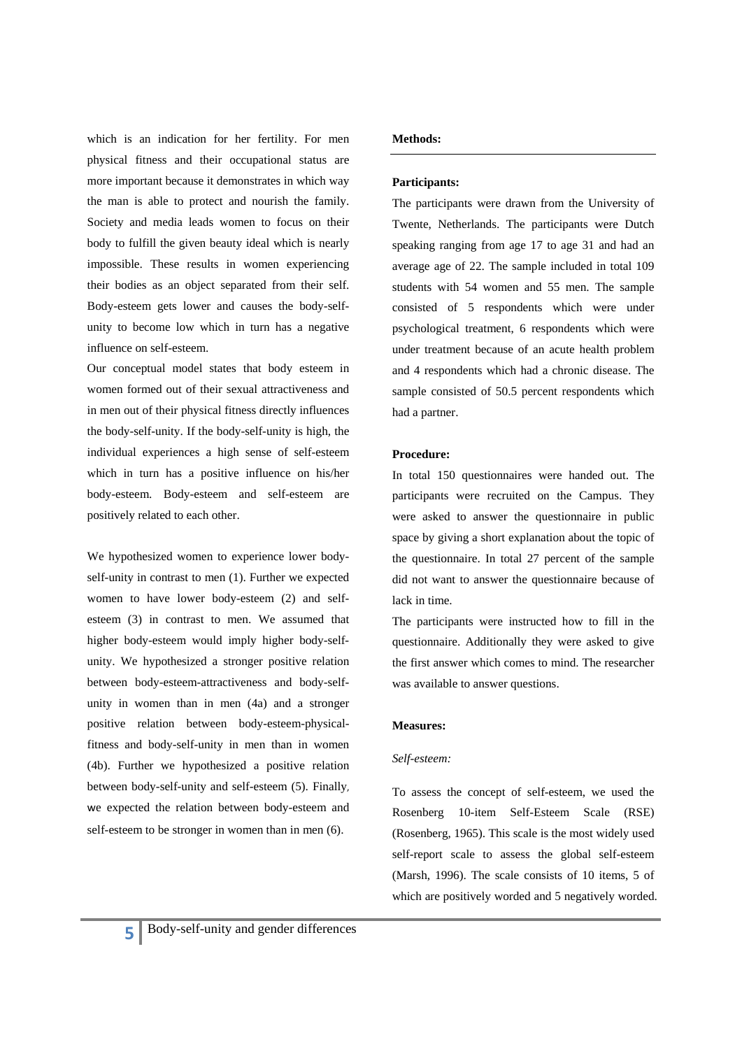which is an indication for her fertility. For men physical fitness and their occupational status are more important because it demonstrates in which way the man is able to protect and nourish the family. Society and media leads women to focus on their body to fulfill the given beauty ideal which is nearly impossible. These results in women experiencing their bodies as an object separated from their self. Body-esteem gets lower and causes the body-self-unity to become low which in turn has a negative influence on self-esteem.

Our conceptual model states that body esteem in women formed out of their sexual attractiveness and in men out of their physical fitness directly influences the body-self-unity. If the body-self-unity is high, the individual experiences a high sense of self-esteem which in turn has a positive influence on his/her body-esteem. Body-esteem and self-esteem are positively related to each other.

We hypothesized women to experience lower body-self-unity in contrast to men (1). Further we expected women to have lower body-esteem (2) and self-esteem (3) in contrast to men. We assumed that higher body-esteem would imply higher body-self-unity. We hypothesized a stronger positive relation between body-esteem-attractiveness and body-self-unity in women than in men (4a) and a stronger positive relation between body-esteem-physical-fitness and body-self-unity in men than in women (4b). Further we hypothesized a positive relation between body-self-unity and self-esteem (5). Finally, we expected the relation between body-esteem and self-esteem to be stronger in women than in men (6).

## Methods:

### Participants:

The participants were drawn from the University of Twente, Netherlands. The participants were Dutch speaking ranging from age 17 to age 31 and had an average age of 22. The sample included in total 109 students with 54 women and 55 men. The sample consisted of 5 respondents which were under psychological treatment, 6 respondents which were under treatment because of an acute health problem and 4 respondents which had a chronic disease. The sample consisted of 50.5 percent respondents which had a partner.

### Procedure:

In total 150 questionnaires were handed out. The participants were recruited on the Campus. They were asked to answer the questionnaire in public space by giving a short explanation about the topic of the questionnaire. In total 27 percent of the sample did not want to answer the questionnaire because of lack in time.

The participants were instructed how to fill in the questionnaire. Additionally they were asked to give the first answer which comes to mind. The researcher was available to answer questions.

### Measures:

*Self-esteem:*

To assess the concept of self-esteem, we used the Rosenberg 10-item Self-Esteem Scale (RSE) (Rosenberg, 1965). This scale is the most widely used self-report scale to assess the global self-esteem (Marsh, 1996). The scale consists of 10 items, 5 of which are positively worded and 5 negatively worded.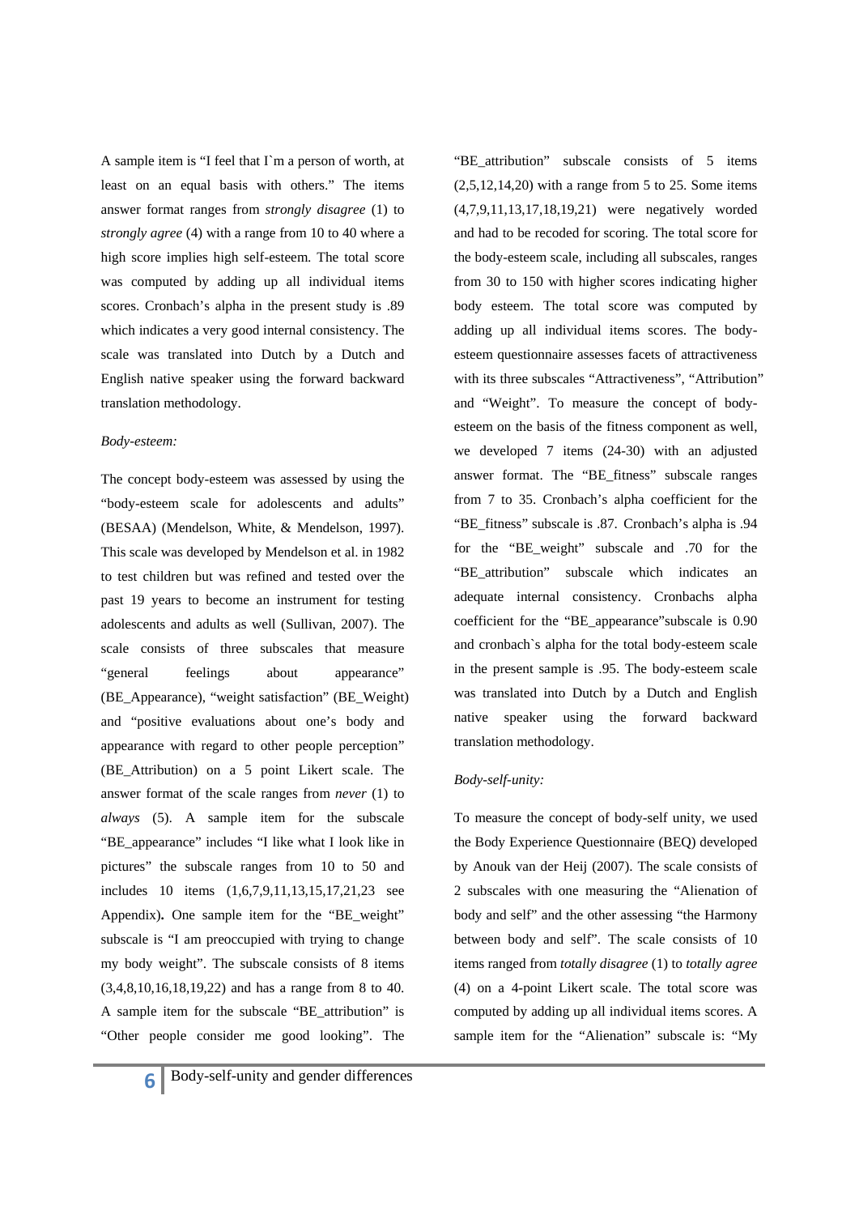A sample item is "I feel that I`m a person of worth, at least on an equal basis with others." The items answer format ranges from *strongly disagree* (1) to *strongly agree* (4) with a range from 10 to 40 where a high score implies high self-esteem. The total score was computed by adding up all individual items scores. Cronbach's alpha in the present study is .89 which indicates a very good internal consistency. The scale was translated into Dutch by a Dutch and English native speaker using the forward backward translation methodology.

*Body-esteem:*

The concept body-esteem was assessed by using the "body-esteem scale for adolescents and adults" (BESAA) (Mendelson, White, & Mendelson, 1997). This scale was developed by Mendelson et al. in 1982 to test children but was refined and tested over the past 19 years to become an instrument for testing adolescents and adults as well (Sullivan, 2007). The scale consists of three subscales that measure "general feelings about appearance" (BE_Appearance), "weight satisfaction" (BE_Weight) and "positive evaluations about one's body and appearance with regard to other people perception" (BE_Attribution) on a 5 point Likert scale. The answer format of the scale ranges from *never* (1) to *always* (5). A sample item for the subscale "BE_appearance" includes "I like what I look like in pictures" the subscale ranges from 10 to 50 and includes 10 items (1,6,7,9,11,13,15,17,21,23 see Appendix)**.** One sample item for the "BE_weight" subscale is "I am preoccupied with trying to change my body weight". The subscale consists of 8 items (3,4,8,10,16,18,19,22) and has a range from 8 to 40. A sample item for the subscale "BE_attribution" is "Other people consider me good looking". The "BE_attribution" subscale consists of 5 items (2,5,12,14,20) with a range from 5 to 25. Some items (4,7,9,11,13,17,18,19,21) were negatively worded and had to be recoded for scoring. The total score for the body-esteem scale, including all subscales, ranges from 30 to 150 with higher scores indicating higher body esteem. The total score was computed by adding up all individual items scores. The body-esteem questionnaire assesses facets of attractiveness with its three subscales "Attractiveness", "Attribution" and "Weight". To measure the concept of body-esteem on the basis of the fitness component as well, we developed 7 items (24-30) with an adjusted answer format. The "BE_fitness" subscale ranges from 7 to 35. Cronbach's alpha coefficient for the "BE_fitness" subscale is .87. Cronbach's alpha is .94 for the "BE_weight" subscale and .70 for the "BE_attribution" subscale which indicates an adequate internal consistency. Cronbachs alpha coefficient for the "BE_appearance"subscale is 0.90 and cronbach`s alpha for the total body-esteem scale in the present sample is .95. The body-esteem scale was translated into Dutch by a Dutch and English native speaker using the forward backward translation methodology.

*Body-self-unity:*

To measure the concept of body-self unity, we used the Body Experience Questionnaire (BEQ) developed by Anouk van der Heij (2007). The scale consists of 2 subscales with one measuring the "Alienation of body and self" and the other assessing "the Harmony between body and self". The scale consists of 10 items ranged from *totally disagree* (1) to *totally agree* (4) on a 4-point Likert scale. The total score was computed by adding up all individual items scores. A sample item for the "Alienation" subscale is: "My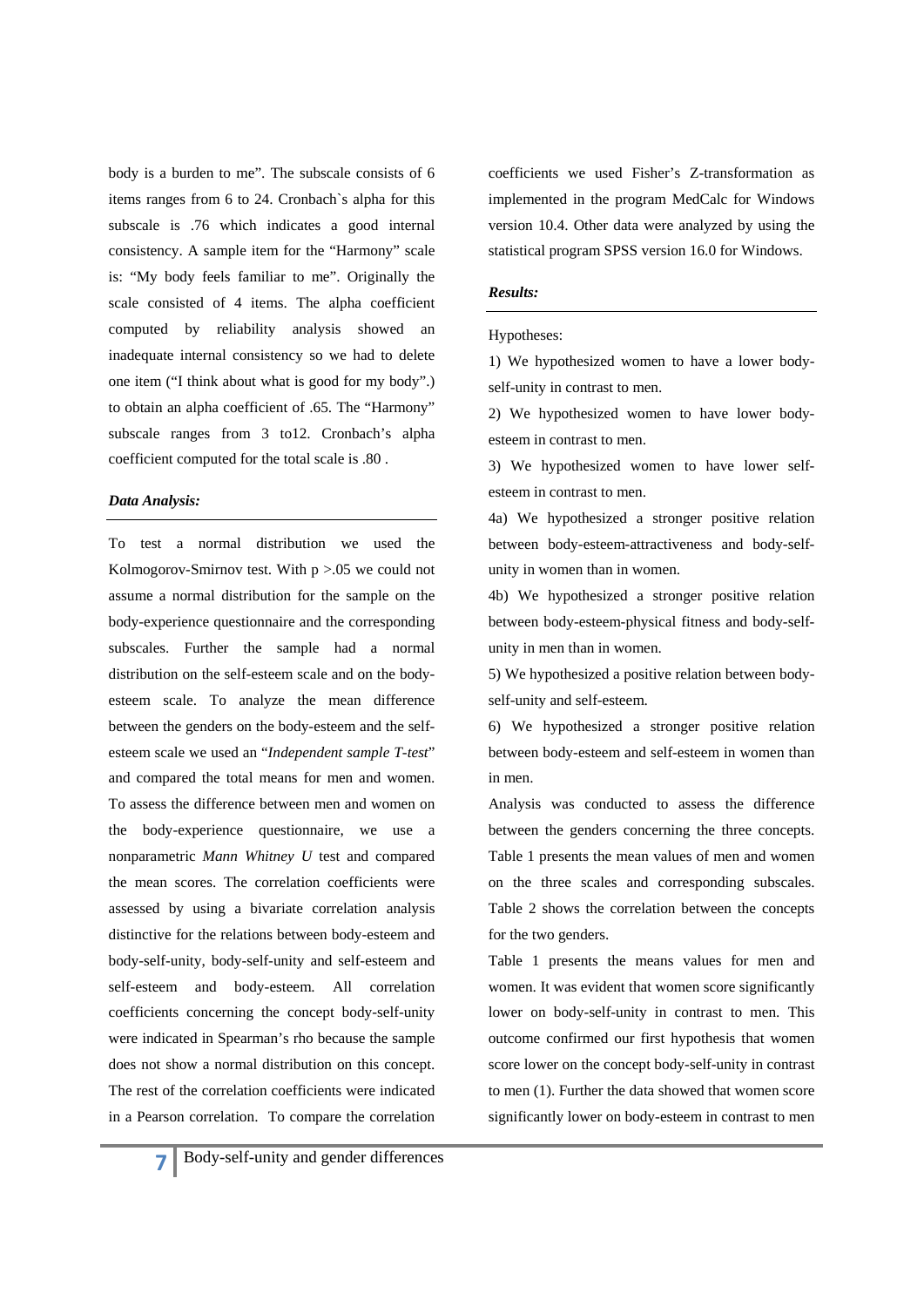body is a burden to me". The subscale consists of 6 items ranges from 6 to 24. Cronbach`s alpha for this subscale is .76 which indicates a good internal consistency. A sample item for the "Harmony" scale is: "My body feels familiar to me". Originally the scale consisted of 4 items. The alpha coefficient computed by reliability analysis showed an inadequate internal consistency so we had to delete one item ("I think about what is good for my body".) to obtain an alpha coefficient of .65. The "Harmony" subscale ranges from 3 to12. Cronbach's alpha coefficient computed for the total scale is .80 .

### *Data Analysis:*

To test a normal distribution we used the Kolmogorov-Smirnov test. With $p > .05$ we could not assume a normal distribution for the sample on the body-experience questionnaire and the corresponding subscales. Further the sample had a normal distribution on the self-esteem scale and on the body-esteem scale. To analyze the mean difference between the genders on the body-esteem and the self-esteem scale we used an "*Independent sample T-test*" and compared the total means for men and women. To assess the difference between men and women on the body-experience questionnaire, we use a nonparametric *Mann Whitney U* test and compared the mean scores. The correlation coefficients were assessed by using a bivariate correlation analysis distinctive for the relations between body-esteem and body-self-unity, body-self-unity and self-esteem and self-esteem and body-esteem. All correlation coefficients concerning the concept body-self-unity were indicated in Spearman's rho because the sample does not show a normal distribution on this concept. The rest of the correlation coefficients were indicated in a Pearson correlation. To compare the correlation coefficients we used Fisher's Z-transformation as implemented in the program MedCalc for Windows version 10.4. Other data were analyzed by using the statistical program SPSS version 16.0 for Windows.

### *Results:*

Hypotheses:

1) We hypothesized women to have a lower body-self-unity in contrast to men.

2) We hypothesized women to have lower body-esteem in contrast to men.

3) We hypothesized women to have lower self-esteem in contrast to men.

4a) We hypothesized a stronger positive relation between body-esteem-attractiveness and body-self-unity in women than in women.

4b) We hypothesized a stronger positive relation between body-esteem-physical fitness and body-self-unity in men than in women.

5) We hypothesized a positive relation between body-self-unity and self-esteem.

6) We hypothesized a stronger positive relation between body-esteem and self-esteem in women than in men.

Analysis was conducted to assess the difference between the genders concerning the three concepts. Table 1 presents the mean values of men and women on the three scales and corresponding subscales. Table 2 shows the correlation between the concepts for the two genders.

Table 1 presents the means values for men and women. It was evident that women score significantly lower on body-self-unity in contrast to men. This outcome confirmed our first hypothesis that women score lower on the concept body-self-unity in contrast to men (1). Further the data showed that women score significantly lower on body-esteem in contrast to men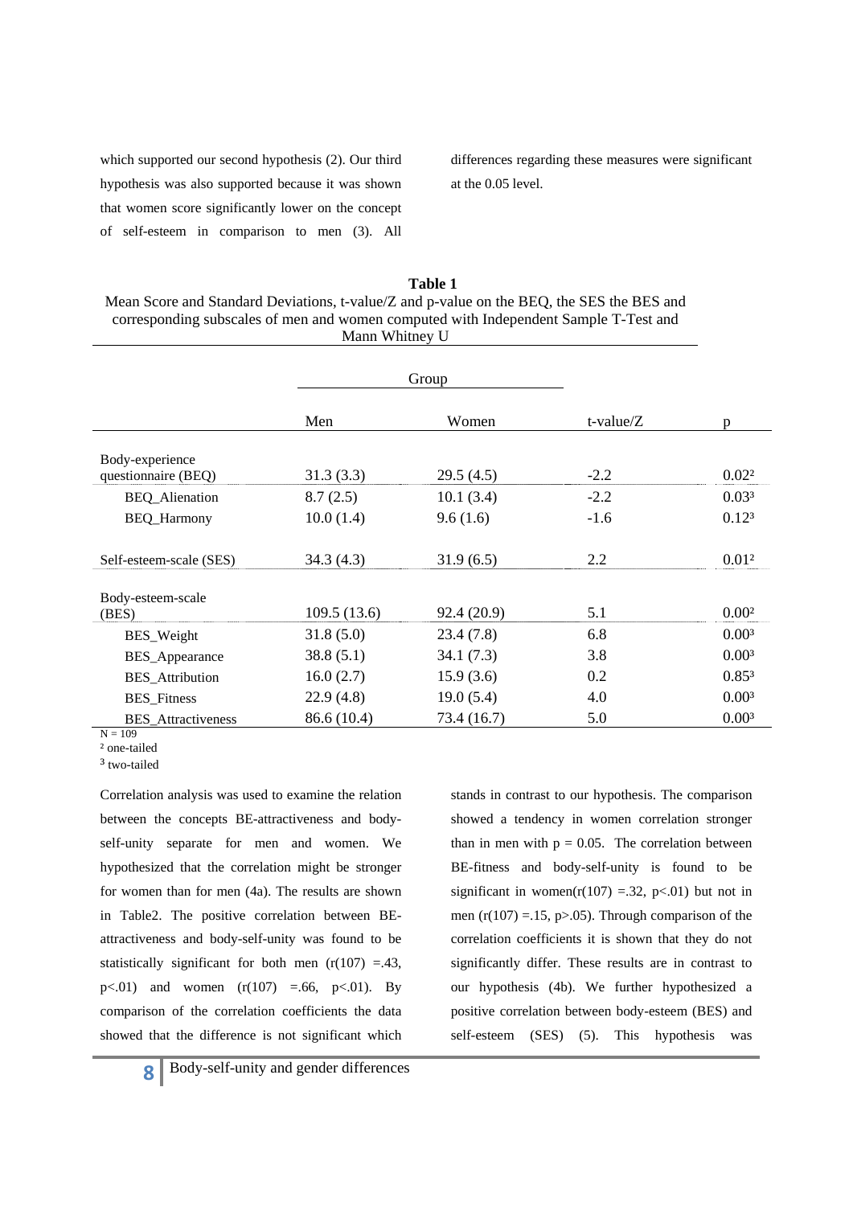which supported our second hypothesis (2). Our third hypothesis was also supported because it was shown that women score significantly lower on the concept of self-esteem in comparison to men (3). All differences regarding these measures were significant at the 0.05 level.

**Table 1**

Mean Score and Standard Deviations, t-value/Z and p-value on the BEQ, the SES the BES and corresponding subscales of men and women computed with Independent Sample T-Test and Mann Whitney U

| | Group | | | |
|---|---|---|---|---|
| | Men | Women | t-value/Z | p |
| Body-experience questionnaire (BEQ) | 31.3 (3.3) | 29.5 (4.5) | -2.2 | 0.02[2] |
| BEQ_Alienation | 8.7 (2.5) | 10.1 (3.4) | -2.2 | 0.03[3] |
| BEQ_Harmony | 10.0 (1.4) | 9.6 (1.6) | -1.6 | 0.12[3] |
| Self-esteem-scale (SES) | 34.3 (4.3) | 31.9 (6.5) | 2.2 | 0.01[2] |
| Body-esteem-scale (BES) | 109.5 (13.6) | 92.4 (20.9) | 5.1 | 0.00[2] |
| BES_Weight | 31.8 (5.0) | 23.4 (7.8) | 6.8 | 0.00[3] |
| BES_Appearance | 38.8 (5.1) | 34.1 (7.3) | 3.8 | 0.00[3] |
| BES_Attribution | 16.0 (2.7) | 15.9 (3.6) | 0.2 | 0.85[3] |
| BES_Fitness | 22.9 (4.8) | 19.0 (5.4) | 4.0 | 0.00[3] |
| BES_Attractiveness | 86.6 (10.4) | 73.4 (16.7) | 5.0 | 0.00[3] |

N = 109
[2] one-tailed
[3] two-tailed

Correlation analysis was used to examine the relation between the concepts BE-attractiveness and body-self-unity separate for men and women. We hypothesized that the correlation might be stronger for women than for men (4a). The results are shown in Table2. The positive correlation between BE-attractiveness and body-self-unity was found to be statistically significant for both men ($r(107) = .43$, $p < .01$) and women ($r(107) = .66$, $p < .01$). By comparison of the correlation coefficients the data showed that the difference is not significant which stands in contrast to our hypothesis. The comparison showed a tendency in women correlation stronger than in men with $p = 0.05$. The correlation between BE-fitness and body-self-unity is found to be significant in women($r(107) = .32$, $p < .01$) but not in men ($r(107) = .15$, $p > .05$). Through comparison of the correlation coefficients it is shown that they do not significantly differ. These results are in contrast to our hypothesis (4b). We further hypothesized a positive correlation between body-esteem (BES) and self-esteem (SES) (5). This hypothesis was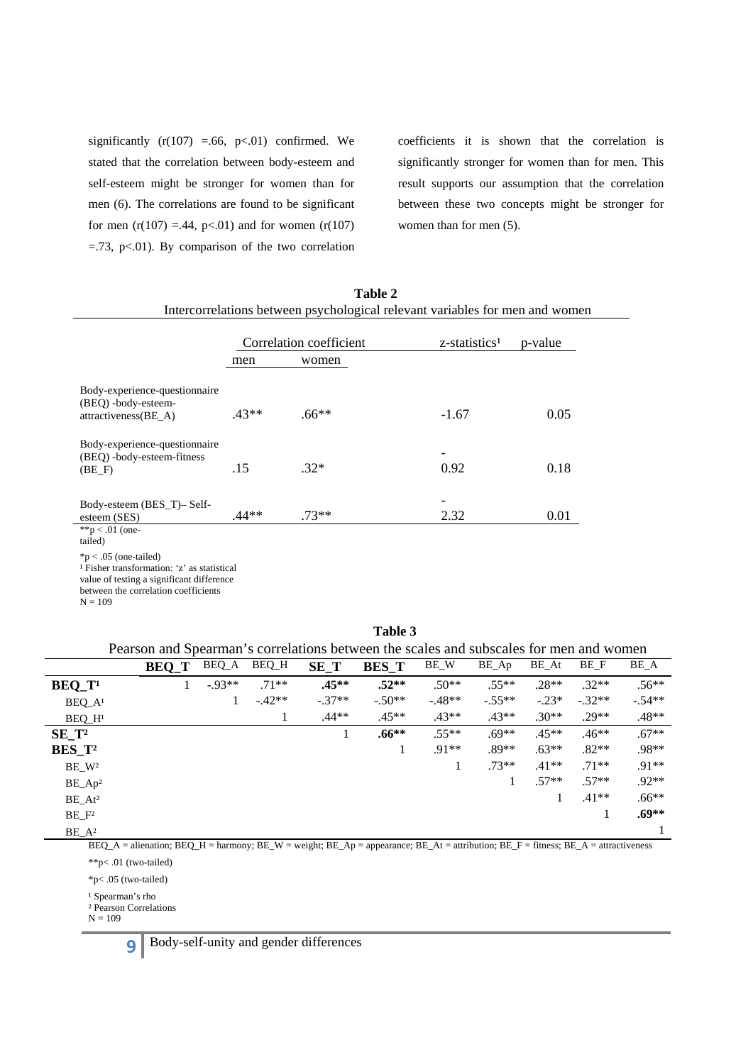significantly ($r(107) = .66$, $p < .01$) confirmed. We stated that the correlation between body-esteem and self-esteem might be stronger for women than for men (6). The correlations are found to be significant for men ($r(107) = .44$, $p < .01$) and for women ($r(107) = .73$, $p < .01$). By comparison of the two correlation coefficients it is shown that the correlation is significantly stronger for women than for men. This result supports our assumption that the correlation between these two concepts might be stronger for women than for men (5).

**Table 2**

Intercorrelations between psychological relevant variables for men and women

| | Correlation coefficient | | z-statistics[1] | p-value |
|---|---|---|---|---|
| | men | women | | |
| Body-experience-questionnaire (BEQ) -body-esteem-attractiveness(BE_A) | .43** | .66** | -1.67 | 0.05 |
| Body-experience-questionnaire (BEQ) -body-esteem-fitness (BE_F) | .15 | .32* | -0.92 | 0.18 |
| Body-esteem (BES_T)– Self-esteem (SES) | .44** | .73** | -2.32 | 0.01 |

**p < .01 (one-tailed)

*p < .05 (one-tailed)

[1] Fisher transformation: 'z' as statistical value of testing a significant difference between the correlation coefficients

N = 109

**Table 3**

Pearson and Spearman's correlations between the scales and subscales for men and women

| | **BEQ_T** | BEQ_A | BEQ_H | **SE_T** | **BES_T** | BE_W | BE_Ap | BE_At | BE_F | BE_A |
|---|---|---|---|---|---|---|---|---|---|---|
| **BEQ_T[1]** | 1 | -.93** | .71** | **.45**** | **.52**** | .50** | .55** | .28** | .32** | .56** |
| BEQ_A[1] | | 1 | -.42** | -.37** | -.50** | -.48** | -.55** | -.23* | -.32** | -.54** |
| BEQ_H[1] | | | 1 | .44** | .45** | .43** | .43** | .30** | .29** | .48** |
| **SE_T[2]** | | | | 1 | **.66**** | .55** | .69** | .45** | .46** | .67** |
| **BES_T[2]** | | | | | 1 | .91** | .89** | .63** | .82** | .98** |
| BE_W[2] | | | | | | 1 | .73** | .41** | .71** | .91** |
| BE_Ap[2] | | | | | | | 1 | .57** | .57** | .92** |
| BE_At[2] | | | | | | | | 1 | .41** | .66** |
| BE_F[2] | | | | | | | | | 1 | **.69**** |
| BE_A[2] | | | | | | | | | | 1 |

BEQ_A = alienation; BEQ_H = harmony; BE_W = weight; BE_Ap = appearance; BE_At = attribution; BE_F = fitness; BE_A = attractiveness

**p< .01 (two-tailed)

*p< .05 (two-tailed)

[1] Spearman's rho

[2] Pearson Correlations

N = 109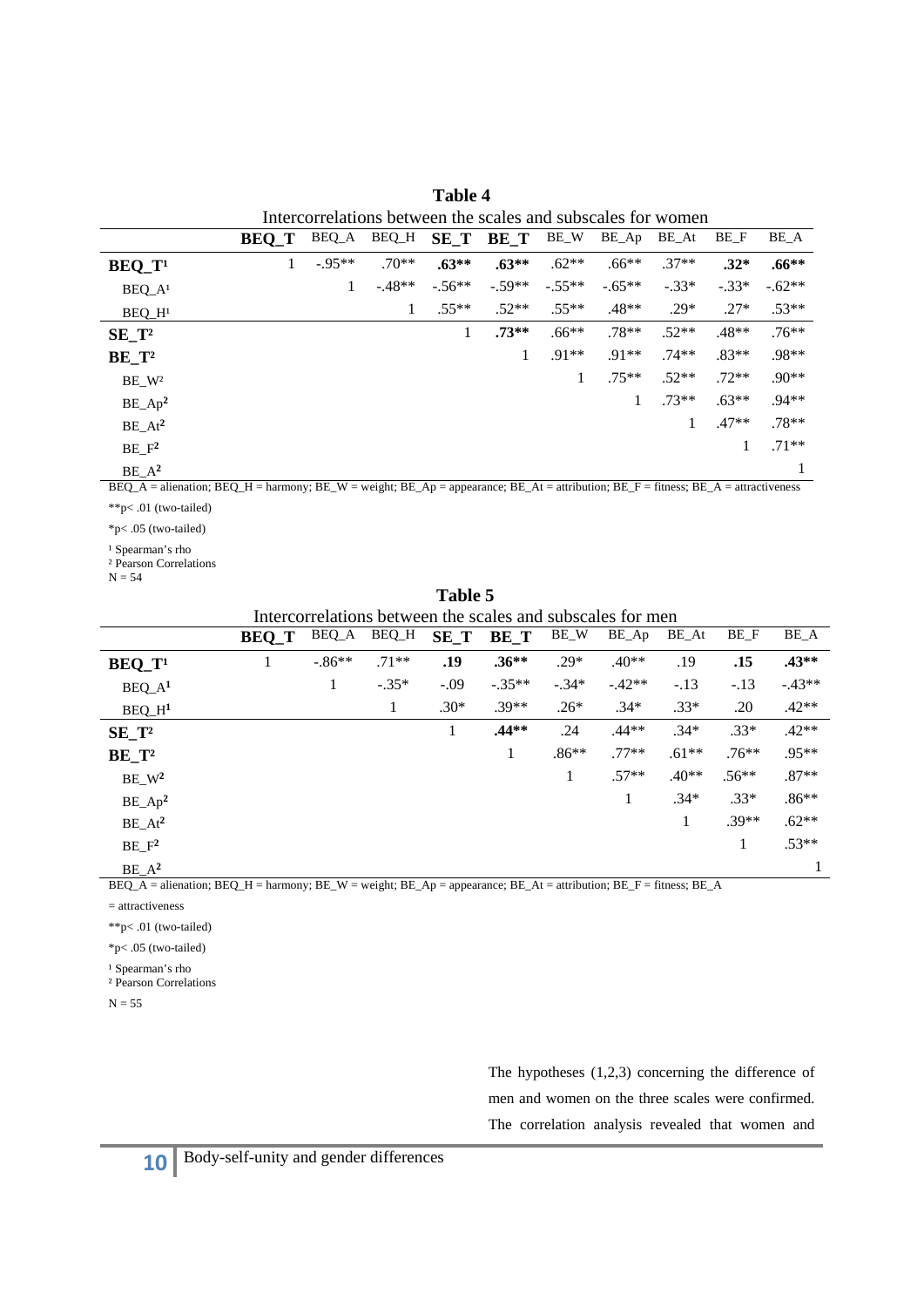**Table 4**

Intercorrelations between the scales and subscales for women

| | **BEQ_T** | BEQ_A | BEQ_H | **SE_T** | **BE_T** | BE_W | BE_Ap | BE_At | BE_F | BE_A |
|---|---|---|---|---|---|---|---|---|---|---|
| **BEQ_T**[1] | 1 | -.95** | .70** | **.63**** | **.63**** | .62** | .66** | .37** | **.32*** | **.66**** |
| BEQ_A[1] | | 1 | -.48** | -.56** | -.59** | -.55** | -.65** | -.33* | -.33* | -.62** |
| BEQ_H[1] | | | 1 | .55** | .52** | .55** | .48** | .29* | .27* | .53** |
| **SE_T**[2] | | | | 1 | **.73**** | .66** | .78** | .52** | .48** | .76** |
| **BE_T**[2] | | | | | 1 | .91** | .91** | .74** | .83** | .98** |
| BE_W[2] | | | | | | 1 | .75** | .52** | .72** | .90** |
| BE_Ap[2] | | | | | | | 1 | .73** | .63** | .94** |
| BE_At[2] | | | | | | | | 1 | .47** | .78** |
| BE_F[2] | | | | | | | | | 1 | .71** |
| BE_A[2] | | | | | | | | | | 1 |

BEQ_A = alienation; BEQ_H = harmony; BE_W = weight; BE_Ap = appearance; BE_At = attribution; BE_F = fitness; BE_A = attractiveness

**p< .01 (two-tailed)

*p< .05 (two-tailed)

[1] Spearman's rho
[2] Pearson Correlations
N = 54

**Table 5**

Intercorrelations between the scales and subscales for men

| | **BEQ_T** | BEQ_A | BEQ_H | **SE_T** | **BE_T** | BE_W | BE_Ap | BE_At | BE_F | BE_A |
|---|---|---|---|---|---|---|---|---|---|---|
| **BEQ_T**[1] | 1 | -.86** | .71** | **.19** | **.36**** | .29* | .40** | .19 | **.15** | **.43**** |
| BEQ_A[1] | | 1 | -.35* | -.09 | -.35** | -.34* | -.42** | -.13 | -.13 | -.43** |
| BEQ_H[1] | | | 1 | .30* | .39** | .26* | .34* | .33* | .20 | .42** |
| **SE_T**[2] | | | | 1 | **.44**** | .24 | .44** | .34* | .33* | .42** |
| **BE_T**[2] | | | | | 1 | .86** | .77** | .61** | .76** | .95** |
| BE_W[2] | | | | | | 1 | .57** | .40** | .56** | .87** |
| BE_Ap[2] | | | | | | | 1 | .34* | .33* | .86** |
| BE_At[2] | | | | | | | | 1 | .39** | .62** |
| BE_F[2] | | | | | | | | | 1 | .53** |
| BE_A[2] | | | | | | | | | | 1 |

BEQ_A = alienation; BEQ_H = harmony; BE_W = weight; BE_Ap = appearance; BE_At = attribution; BE_F = fitness; BE_A = attractiveness

**p< .01 (two-tailed)

*p< .05 (two-tailed)

[1] Spearman's rho
[2] Pearson Correlations

N = 55

The hypotheses (1,2,3) concerning the difference of men and women on the three scales were confirmed. The correlation analysis revealed that women and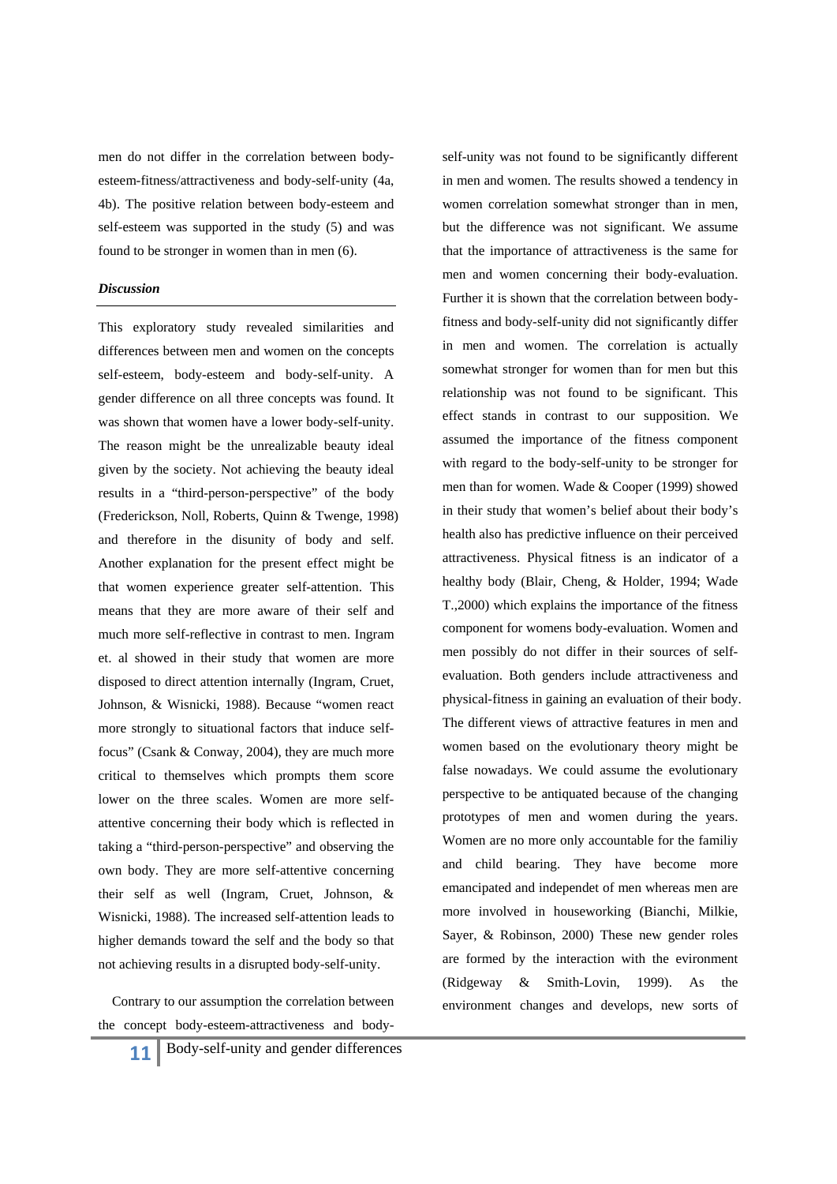men do not differ in the correlation between body-esteem-fitness/attractiveness and body-self-unity (4a, 4b). The positive relation between body-esteem and self-esteem was supported in the study (5) and was found to be stronger in women than in men (6).

### *Discussion*

This exploratory study revealed similarities and differences between men and women on the concepts self-esteem, body-esteem and body-self-unity. A gender difference on all three concepts was found. It was shown that women have a lower body-self-unity. The reason might be the unrealizable beauty ideal given by the society. Not achieving the beauty ideal results in a "third-person-perspective" of the body (Frederickson, Noll, Roberts, Quinn & Twenge, 1998) and therefore in the disunity of body and self. Another explanation for the present effect might be that women experience greater self-attention. This means that they are more aware of their self and much more self-reflective in contrast to men. Ingram et. al showed in their study that women are more disposed to direct attention internally (Ingram, Cruet, Johnson, & Wisnicki, 1988). Because "women react more strongly to situational factors that induce self-focus" (Csank & Conway, 2004), they are much more critical to themselves which prompts them score lower on the three scales. Women are more self-attentive concerning their body which is reflected in taking a "third-person-perspective" and observing the own body. They are more self-attentive concerning their self as well (Ingram, Cruet, Johnson, & Wisnicki, 1988). The increased self-attention leads to higher demands toward the self and the body so that not achieving results in a disrupted body-self-unity.

Contrary to our assumption the correlation between the concept body-esteem-attractiveness and body-self-unity was not found to be significantly different in men and women. The results showed a tendency in women correlation somewhat stronger than in men, but the difference was not significant. We assume that the importance of attractiveness is the same for men and women concerning their body-evaluation. Further it is shown that the correlation between body-fitness and body-self-unity did not significantly differ in men and women. The correlation is actually somewhat stronger for women than for men but this relationship was not found to be significant. This effect stands in contrast to our supposition. We assumed the importance of the fitness component with regard to the body-self-unity to be stronger for men than for women. Wade & Cooper (1999) showed in their study that women's belief about their body's health also has predictive influence on their perceived attractiveness. Physical fitness is an indicator of a healthy body (Blair, Cheng, & Holder, 1994; Wade T.,2000) which explains the importance of the fitness component for womens body-evaluation. Women and men possibly do not differ in their sources of self-evaluation. Both genders include attractiveness and physical-fitness in gaining an evaluation of their body. The different views of attractive features in men and women based on the evolutionary theory might be false nowadays. We could assume the evolutionary perspective to be antiquated because of the changing prototypes of men and women during the years. Women are no more only accountable for the familiy and child bearing. They have become more emancipated and independet of men whereas men are more involved in houseworking (Bianchi, Milkie, Sayer, & Robinson, 2000) These new gender roles are formed by the interaction with the evironment (Ridgeway & Smith-Lovin, 1999). As the environment changes and develops, new sorts of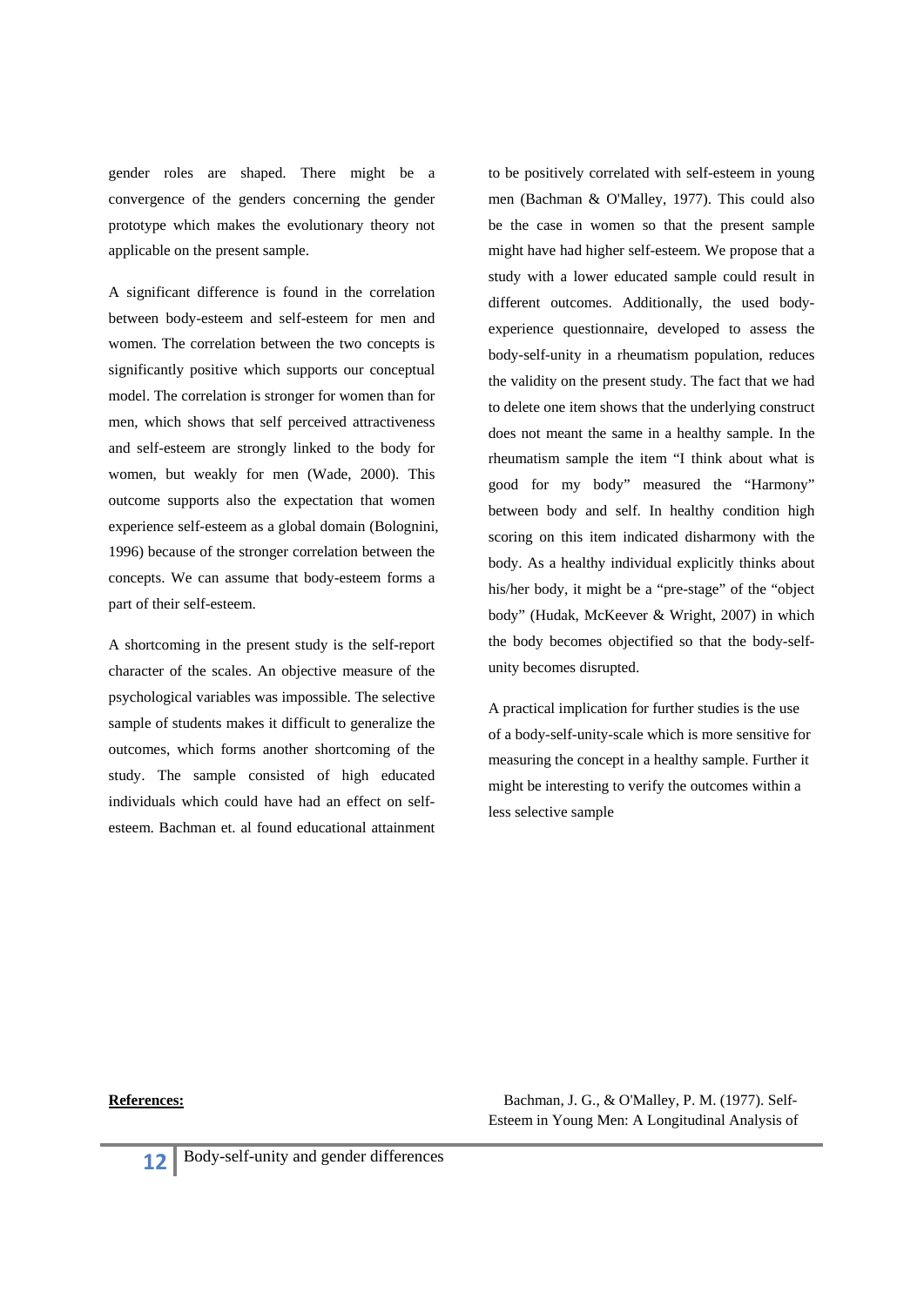gender roles are shaped. There might be a convergence of the genders concerning the gender prototype which makes the evolutionary theory not applicable on the present sample.

A significant difference is found in the correlation between body-esteem and self-esteem for men and women. The correlation between the two concepts is significantly positive which supports our conceptual model. The correlation is stronger for women than for men, which shows that self perceived attractiveness and self-esteem are strongly linked to the body for women, but weakly for men (Wade, 2000). This outcome supports also the expectation that women experience self-esteem as a global domain (Bolognini, 1996) because of the stronger correlation between the concepts. We can assume that body-esteem forms a part of their self-esteem.

A shortcoming in the present study is the self-report character of the scales. An objective measure of the psychological variables was impossible. The selective sample of students makes it difficult to generalize the outcomes, which forms another shortcoming of the study. The sample consisted of high educated individuals which could have had an effect on self-esteem. Bachman et. al found educational attainment to be positively correlated with self-esteem in young men (Bachman & O'Malley, 1977). This could also be the case in women so that the present sample might have had higher self-esteem. We propose that a study with a lower educated sample could result in different outcomes. Additionally, the used body-experience questionnaire, developed to assess the body-self-unity in a rheumatism population, reduces the validity on the present study. The fact that we had to delete one item shows that the underlying construct does not meant the same in a healthy sample. In the rheumatism sample the item "I think about what is good for my body" measured the "Harmony" between body and self. In healthy condition high scoring on this item indicated disharmony with the body. As a healthy individual explicitly thinks about his/her body, it might be a "pre-stage" of the "object body" (Hudak, McKeever & Wright, 2007) in which the body becomes objectified so that the body-self-unity becomes disrupted.

A practical implication for further studies is the use of a body-self-unity-scale which is more sensitive for measuring the concept in a healthy sample. Further it might be interesting to verify the outcomes within a less selective sample

**References:**

Bachman, J. G., & O'Malley, P. M. (1977). Self-Esteem in Young Men: A Longitudinal Analysis of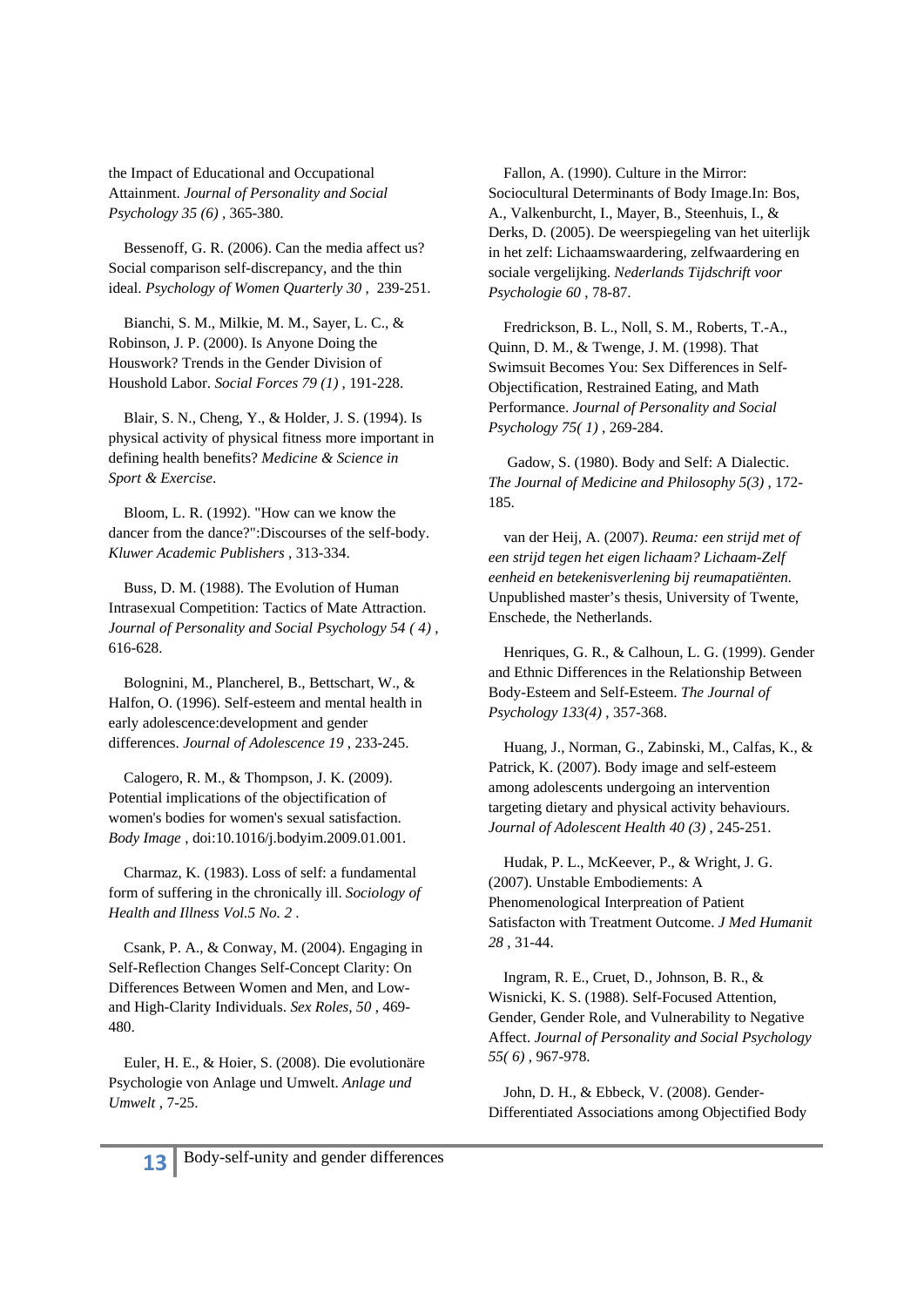the Impact of Educational and Occupational Attainment. *Journal of Personality and Social Psychology 35 (6)* , 365-380.

Bessenoff, G. R. (2006). Can the media affect us? Social comparison self-discrepancy, and the thin ideal. *Psychology of Women Quarterly 30* , 239-251.

Bianchi, S. M., Milkie, M. M., Sayer, L. C., & Robinson, J. P. (2000). Is Anyone Doing the Houswork? Trends in the Gender Division of Houshold Labor. *Social Forces 79 (1)* , 191-228.

Blair, S. N., Cheng, Y., & Holder, J. S. (1994). Is physical activity of physical fitness more important in defining health benefits? *Medicine & Science in Sport & Exercise*.

Bloom, L. R. (1992). "How can we know the dancer from the dance?":Discourses of the self-body. *Kluwer Academic Publishers* , 313-334.

Buss, D. M. (1988). The Evolution of Human Intrasexual Competition: Tactics of Mate Attraction. *Journal of Personality and Social Psychology 54 ( 4)* , 616-628.

Bolognini, M., Plancherel, B., Bettschart, W., & Halfon, O. (1996). Self-esteem and mental health in early adolescence:development and gender differences. *Journal of Adolescence 19* , 233-245.

Calogero, R. M., & Thompson, J. K. (2009). Potential implications of the objectification of women's bodies for women's sexual satisfaction. *Body Image* , doi:10.1016/j.bodyim.2009.01.001.

Charmaz, K. (1983). Loss of self: a fundamental form of suffering in the chronically ill. *Sociology of Health and Illness Vol.5 No. 2* .

Csank, P. A., & Conway, M. (2004). Engaging in Self-Reflection Changes Self-Concept Clarity: On Differences Between Women and Men, and Low- and High-Clarity Individuals. *Sex Roles, 50* , 469-480.

Euler, H. E., & Hoier, S. (2008). Die evolutionäre Psychologie von Anlage und Umwelt. *Anlage und Umwelt* , 7-25.

Fallon, A. (1990). Culture in the Mirror: Sociocultural Determinants of Body Image.In: Bos, A., Valkenburcht, I., Mayer, B., Steenhuis, I., & Derks, D. (2005). De weerspiegeling van het uiterlijk in het zelf: Lichaamswaardering, zelfwaardering en sociale vergelijking. *Nederlands Tijdschrift voor Psychologie 60* , 78-87.

Fredrickson, B. L., Noll, S. M., Roberts, T.-A., Quinn, D. M., & Twenge, J. M. (1998). That Swimsuit Becomes You: Sex Differences in Self-Objectification, Restrained Eating, and Math Performance. *Journal of Personality and Social Psychology 75( 1)* , 269-284.

Gadow, S. (1980). Body and Self: A Dialectic. *The Journal of Medicine and Philosophy 5(3)* , 172-185.

van der Heij, A. (2007). *Reuma: een strijd met of een strijd tegen het eigen lichaam? Lichaam-Zelf eenheid en betekenisverlening bij reumapatiënten.* Unpublished master's thesis, University of Twente, Enschede, the Netherlands.

Henriques, G. R., & Calhoun, L. G. (1999). Gender and Ethnic Differences in the Relationship Between Body-Esteem and Self-Esteem. *The Journal of Psychology 133(4)* , 357-368.

Huang, J., Norman, G., Zabinski, M., Calfas, K., & Patrick, K. (2007). Body image and self-esteem among adolescents undergoing an intervention targeting dietary and physical activity behaviours. *Journal of Adolescent Health 40 (3)* , 245-251.

Hudak, P. L., McKeever, P., & Wright, J. G. (2007). Unstable Embodiements: A Phenomenological Interpreation of Patient Satisfacton with Treatment Outcome. *J Med Humanit 28* , 31-44.

Ingram, R. E., Cruet, D., Johnson, B. R., & Wisnicki, K. S. (1988). Self-Focused Attention, Gender, Gender Role, and Vulnerability to Negative Affect. *Journal of Personality and Social Psychology 55( 6)* , 967-978.

John, D. H., & Ebbeck, V. (2008). Gender-Differentiated Associations among Objectified Body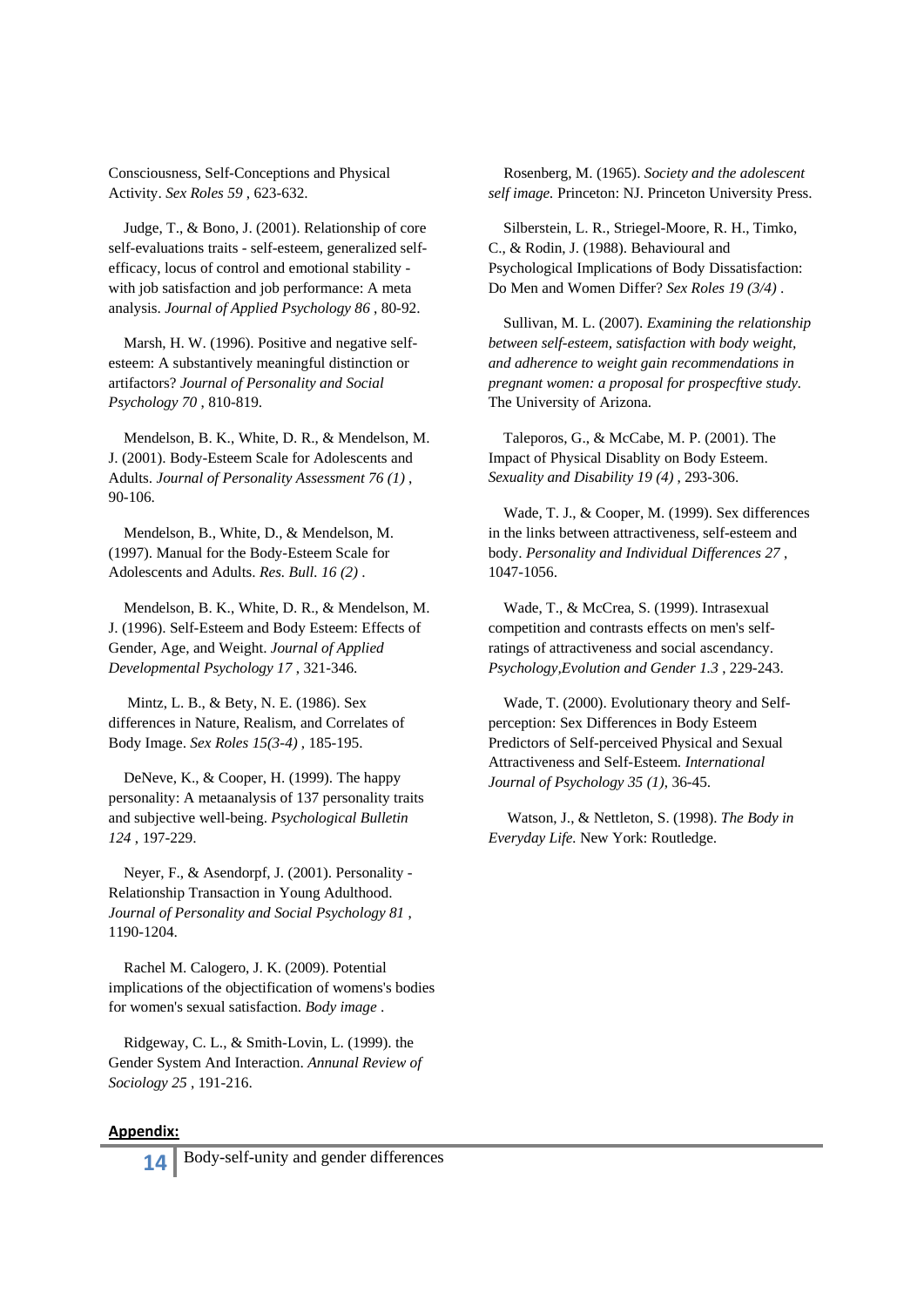Consciousness, Self-Conceptions and Physical Activity. *Sex Roles 59* , 623-632.

Judge, T., & Bono, J. (2001). Relationship of core self-evaluations traits - self-esteem, generalized self-efficacy, locus of control and emotional stability - with job satisfaction and job performance: A meta analysis. *Journal of Applied Psychology 86* , 80-92.

Marsh, H. W. (1996). Positive and negative self-esteem: A substantively meaningful distinction or artifactors? *Journal of Personality and Social Psychology 70* , 810-819.

Mendelson, B. K., White, D. R., & Mendelson, M. J. (2001). Body-Esteem Scale for Adolescents and Adults. *Journal of Personality Assessment 76 (1)* , 90-106.

Mendelson, B., White, D., & Mendelson, M. (1997). Manual for the Body-Esteem Scale for Adolescents and Adults. *Res. Bull. 16 (2)* .

Mendelson, B. K., White, D. R., & Mendelson, M. J. (1996). Self-Esteem and Body Esteem: Effects of Gender, Age, and Weight. *Journal of Applied Developmental Psychology 17* , 321-346.

Mintz, L. B., & Bety, N. E. (1986). Sex differences in Nature, Realism, and Correlates of Body Image. *Sex Roles 15(3-4)* , 185-195.

DeNeve, K., & Cooper, H. (1999). The happy personality: A metaanalysis of 137 personality traits and subjective well-being. *Psychological Bulletin 124* , 197-229.

Neyer, F., & Asendorpf, J. (2001). Personality - Relationship Transaction in Young Adulthood. *Journal of Personality and Social Psychology 81* , 1190-1204.

Rachel M. Calogero, J. K. (2009). Potential implications of the objectification of womens's bodies for women's sexual satisfaction. *Body image* .

Ridgeway, C. L., & Smith-Lovin, L. (1999). the Gender System And Interaction. *Annunal Review of Sociology 25* , 191-216.

Rosenberg, M. (1965). *Society and the adolescent self image.* Princeton: NJ. Princeton University Press.

Silberstein, L. R., Striegel-Moore, R. H., Timko, C., & Rodin, J. (1988). Behavioural and Psychological Implications of Body Dissatisfaction: Do Men and Women Differ? *Sex Roles 19 (3/4)* .

Sullivan, M. L. (2007). *Examining the relationship between self-esteem, satisfaction with body weight, and adherence to weight gain recommendations in pregnant women: a proposal for prospecftive study.* The University of Arizona.

Taleporos, G., & McCabe, M. P. (2001). The Impact of Physical Disablity on Body Esteem. *Sexuality and Disability 19 (4)* , 293-306.

Wade, T. J., & Cooper, M. (1999). Sex differences in the links between attractiveness, self-esteem and body. *Personality and Individual Differences 27* , 1047-1056.

Wade, T., & McCrea, S. (1999). Intrasexual competition and contrasts effects on men's self-ratings of attractiveness and social ascendancy. *Psychology,Evolution and Gender 1.3* , 229-243.

Wade, T. (2000). Evolutionary theory and Self-perception: Sex Differences in Body Esteem Predictors of Self-perceived Physical and Sexual Attractiveness and Self-Esteem. *International Journal of Psychology 35 (1)*, 36-45.

Watson, J., & Nettleton, S. (1998). *The Body in Everyday Life.* New York: Routledge.

**Appendix:**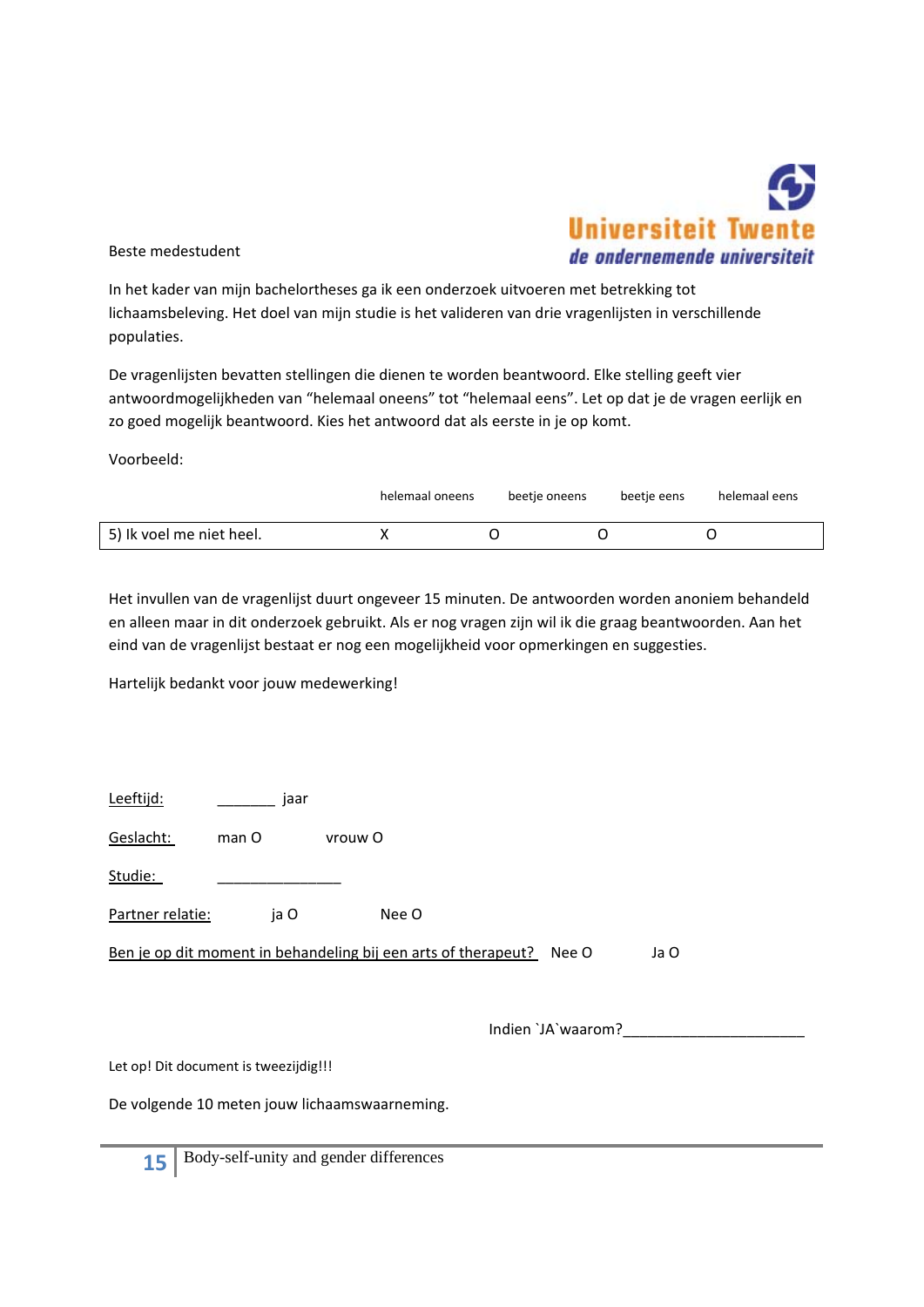Universiteit Twente
*de ondernemende universiteit*

Beste medestudent

In het kader van mijn bachelortheses ga ik een onderzoek uitvoeren met betrekking tot lichaamsbeleving. Het doel van mijn studie is het valideren van drie vragenlijsten in verschillende populaties.

De vragenlijsten bevatten stellingen die dienen te worden beantwoord. Elke stelling geeft vier antwoordmogelijkheden van "helemaal oneens" tot "helemaal eens". Let op dat je de vragen eerlijk en zo goed mogelijk beantwoord. Kies het antwoord dat als eerste in je op komt.

Voorbeeld:

| | helemaal oneens | beetje oneens | beetje eens | helemaal eens |
|---|---|---|---|---|
| 5) Ik voel me niet heel. | X | O | O | O |

Het invullen van de vragenlijst duurt ongeveer 15 minuten. De antwoorden worden anoniem behandeld en alleen maar in dit onderzoek gebruikt. Als er nog vragen zijn wil ik die graag beantwoorden. Aan het eind van de vragenlijst bestaat er nog een mogelijkheid voor opmerkingen en suggesties.

Hartelijk bedankt voor jouw medewerking!

Leeftijd: _______ jaar

Geslacht: man O vrouw O

Studie: _______________

Partner relatie: ja O Nee O

Ben je op dit moment in behandeling bij een arts of therapeut? Nee O Ja O

Indien `JA`waarom?______________________

Let op! Dit document is tweezijdig!!!

De volgende 10 meten jouw lichaamswaarneming.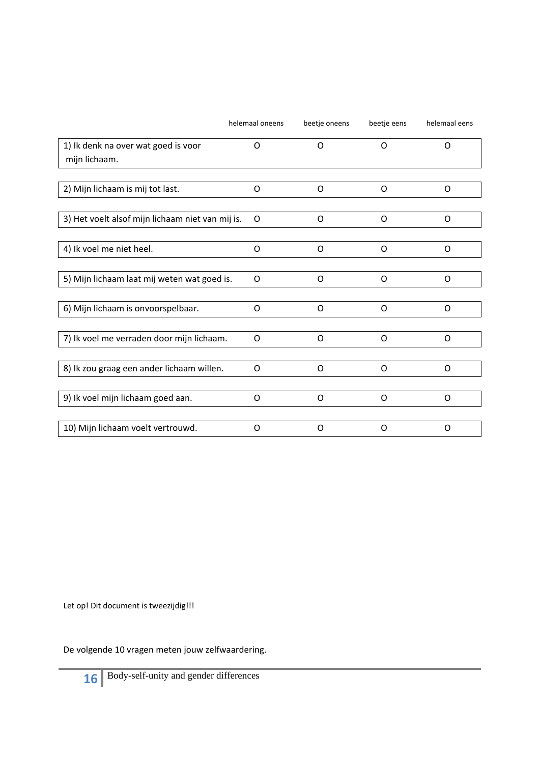| | helemaal oneens | beetje oneens | beetje eens | helemaal eens |
|---|---|---|---|---|
| 1) Ik denk na over wat goed is voor mijn lichaam. | O | O | O | O |
| 2) Mijn lichaam is mij tot last. | O | O | O | O |
| 3) Het voelt alsof mijn lichaam niet van mij is. | O | O | O | O |
| 4) Ik voel me niet heel. | O | O | O | O |
| 5) Mijn lichaam laat mij weten wat goed is. | O | O | O | O |
| 6) Mijn lichaam is onvoorspelbaar. | O | O | O | O |
| 7) Ik voel me verraden door mijn lichaam. | O | O | O | O |
| 8) Ik zou graag een ander lichaam willen. | O | O | O | O |
| 9) Ik voel mijn lichaam goed aan. | O | O | O | O |
| 10) Mijn lichaam voelt vertrouwd. | O | O | O | O |

Let op! Dit document is tweezijdig!!!

De volgende 10 vragen meten jouw zelfwaardering.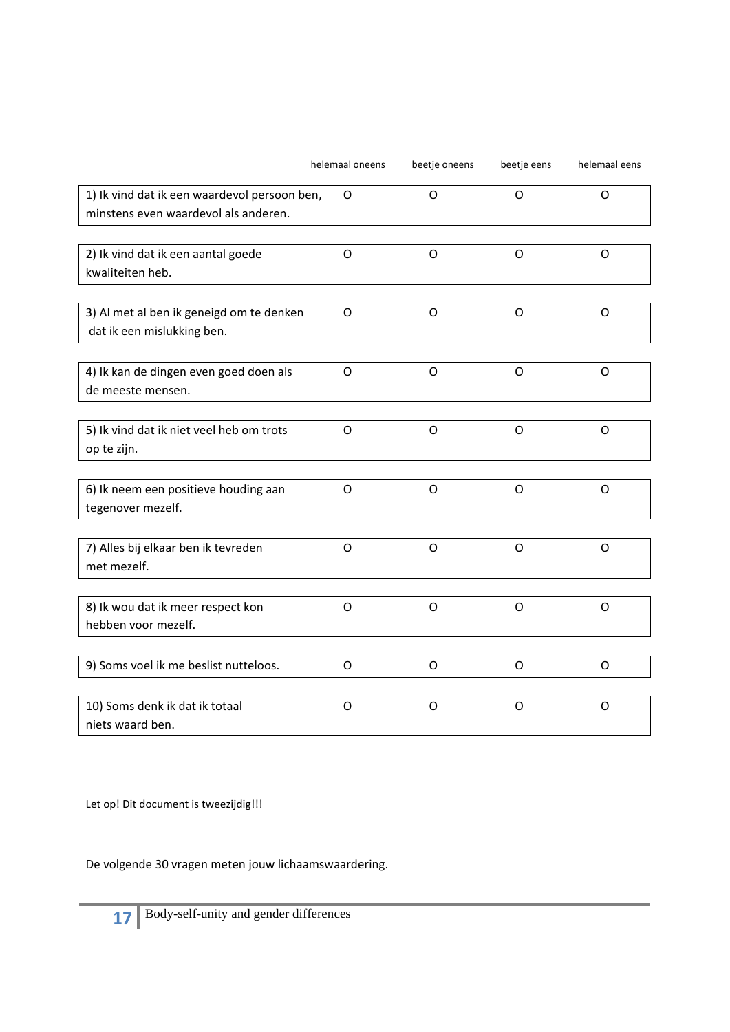| | helemaal oneens | beetje oneens | beetje eens | helemaal eens |
|---|---|---|---|---|
| 1) Ik vind dat ik een waardevol persoon ben, minstens even waardevol als anderen. | O | O | O | O |
| 2) Ik vind dat ik een aantal goede kwaliteiten heb. | O | O | O | O |
| 3) Al met al ben ik geneigd om te denken dat ik een mislukking ben. | O | O | O | O |
| 4) Ik kan de dingen even goed doen als de meeste mensen. | O | O | O | O |
| 5) Ik vind dat ik niet veel heb om trots op te zijn. | O | O | O | O |
| 6) Ik neem een positieve houding aan tegenover mezelf. | O | O | O | O |
| 7) Alles bij elkaar ben ik tevreden met mezelf. | O | O | O | O |
| 8) Ik wou dat ik meer respect kon hebben voor mezelf. | O | O | O | O |
| 9) Soms voel ik me beslist nutteloos. | O | O | O | O |
| 10) Soms denk ik dat ik totaal niets waard ben. | O | O | O | O |

Let op! Dit document is tweezijdig!!!

De volgende 30 vragen meten jouw lichaamswaardering.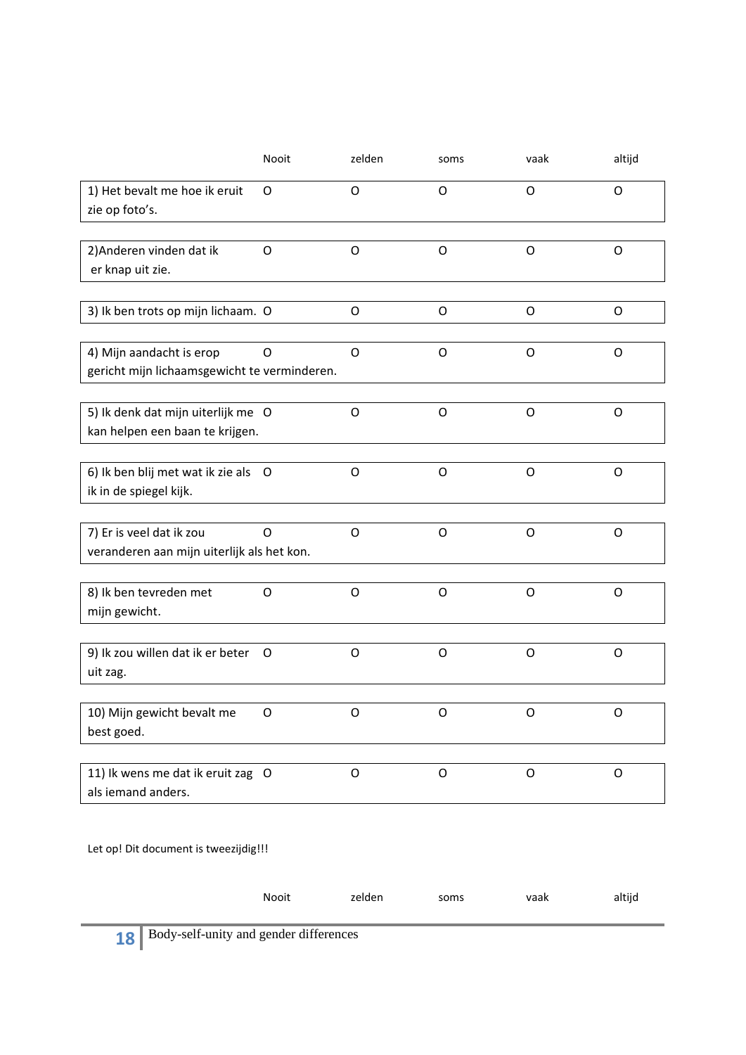| | Nooit | zelden | soms | vaak | altijd |
|---|---|---|---|---|---|
| 1) Het bevalt me hoe ik eruit zie op foto's. | O | O | O | O | O |
| 2)Anderen vinden dat ik er knap uit zie. | O | O | O | O | O |
| 3) Ik ben trots op mijn lichaam. | O | O | O | O | O |
| 4) Mijn aandacht is erop gericht mijn lichaamsgewicht te verminderen. | O | O | O | O | O |
| 5) Ik denk dat mijn uiterlijk me kan helpen een baan te krijgen. | O | O | O | O | O |
| 6) Ik ben blij met wat ik zie als ik in de spiegel kijk. | O | O | O | O | O |
| 7) Er is veel dat ik zou veranderen aan mijn uiterlijk als het kon. | O | O | O | O | O |
| 8) Ik ben tevreden met mijn gewicht. | O | O | O | O | O |
| 9) Ik zou willen dat ik er beter uit zag. | O | O | O | O | O |
| 10) Mijn gewicht bevalt me best goed. | O | O | O | O | O |
| 11) Ik wens me dat ik eruit zag als iemand anders. | O | O | O | O | O |

Let op! Dit document is tweezijdig!!!

| | Nooit | zelden | soms | vaak | altijd |
|---|---|---|---|---|---|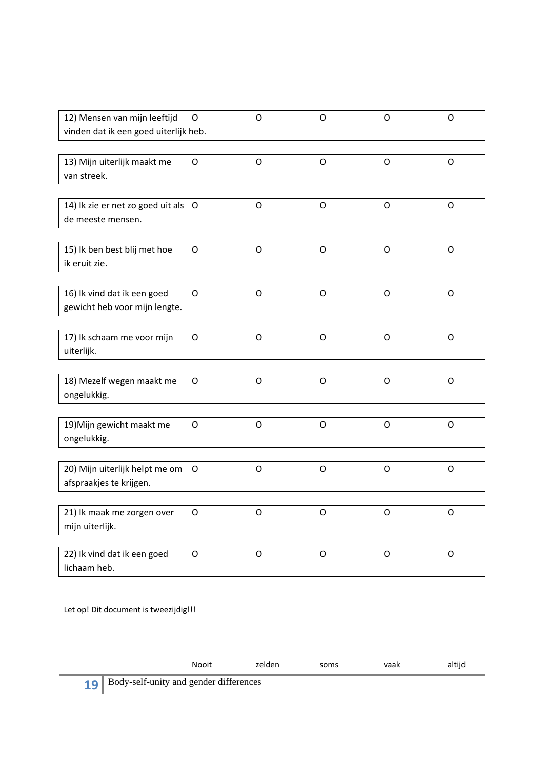| | | | | | |
|---|---|---|---|---|---|
| 12) Mensen van mijn leeftijd vinden dat ik een goed uiterlijk heb. | O | O | O | O | O |
| 13) Mijn uiterlijk maakt me van streek. | O | O | O | O | O |
| 14) Ik zie er net zo goed uit als de meeste mensen. | O | O | O | O | O |
| 15) Ik ben best blij met hoe ik eruit zie. | O | O | O | O | O |
| 16) Ik vind dat ik een goed gewicht heb voor mijn lengte. | O | O | O | O | O |
| 17) Ik schaam me voor mijn uiterlijk. | O | O | O | O | O |
| 18) Mezelf wegen maakt me ongelukkig. | O | O | O | O | O |
| 19)Mijn gewicht maakt me ongelukkig. | O | O | O | O | O |
| 20) Mijn uiterlijk helpt me om afspraakjes te krijgen. | O | O | O | O | O |
| 21) Ik maak me zorgen over mijn uiterlijk. | O | O | O | O | O |
| 22) Ik vind dat ik een goed lichaam heb. | O | O | O | O | O |

Let op! Dit document is tweezijdig!!!

| | Nooit | zelden | soms | vaak | altijd |
|---|---|---|---|---|---|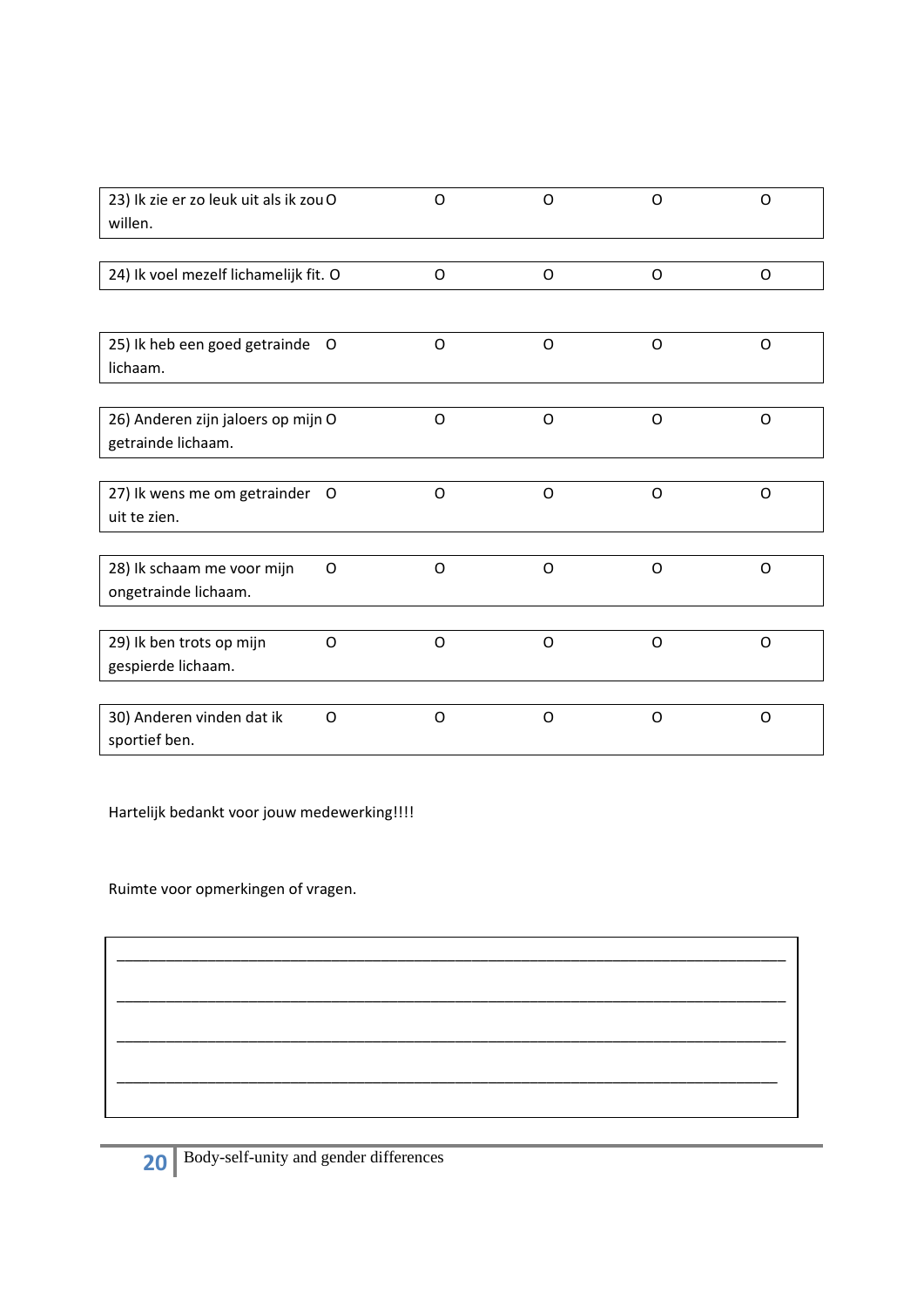| | | | | | |
|---|---|---|---|---|---|
| 23) Ik zie er zo leuk uit als ik zou willen. | O | O | O | O | O |
| 24) Ik voel mezelf lichamelijk fit. | O | O | O | O | O |
| 25) Ik heb een goed getrainde lichaam. | O | O | O | O | O |
| 26) Anderen zijn jaloers op mijn getrainde lichaam. | O | O | O | O | O |
| 27) Ik wens me om getrainder uit te zien. | O | O | O | O | O |
| 28) Ik schaam me voor mijn ongetrainde lichaam. | O | O | O | O | O |
| 29) Ik ben trots op mijn gespierde lichaam. | O | O | O | O | O |
| 30) Anderen vinden dat ik sportief ben. | O | O | O | O | O |

Hartelijk bedankt voor jouw medewerking!!!!

Ruimte voor opmerkingen of vragen.

______________________________________________________________________________

______________________________________________________________________________

______________________________________________________________________________

______________________________________________________________________________